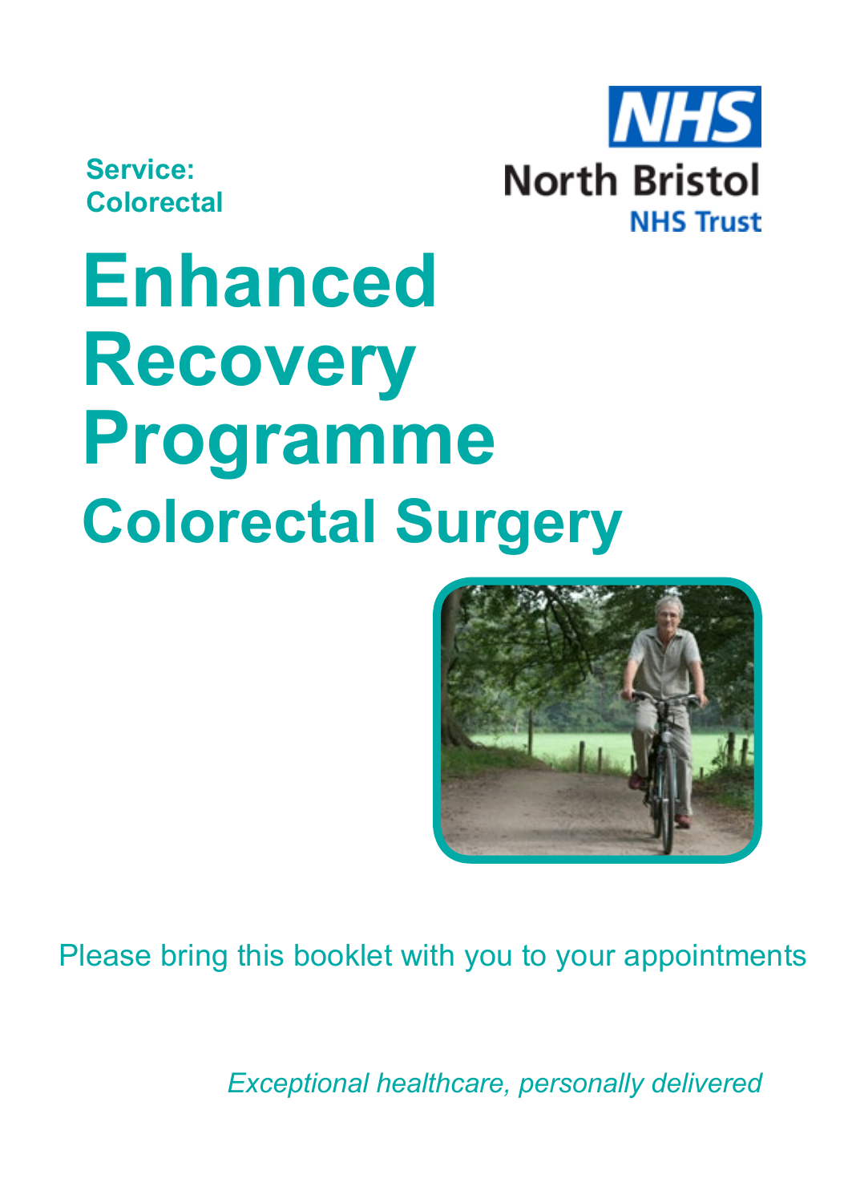**Service:**
**Colorectal**

NHS
North Bristol
NHS Trust

# Enhanced Recovery Programme

## Colorectal Surgery

Please bring this booklet with you to your appointments

*Exceptional healthcare, personally delivered*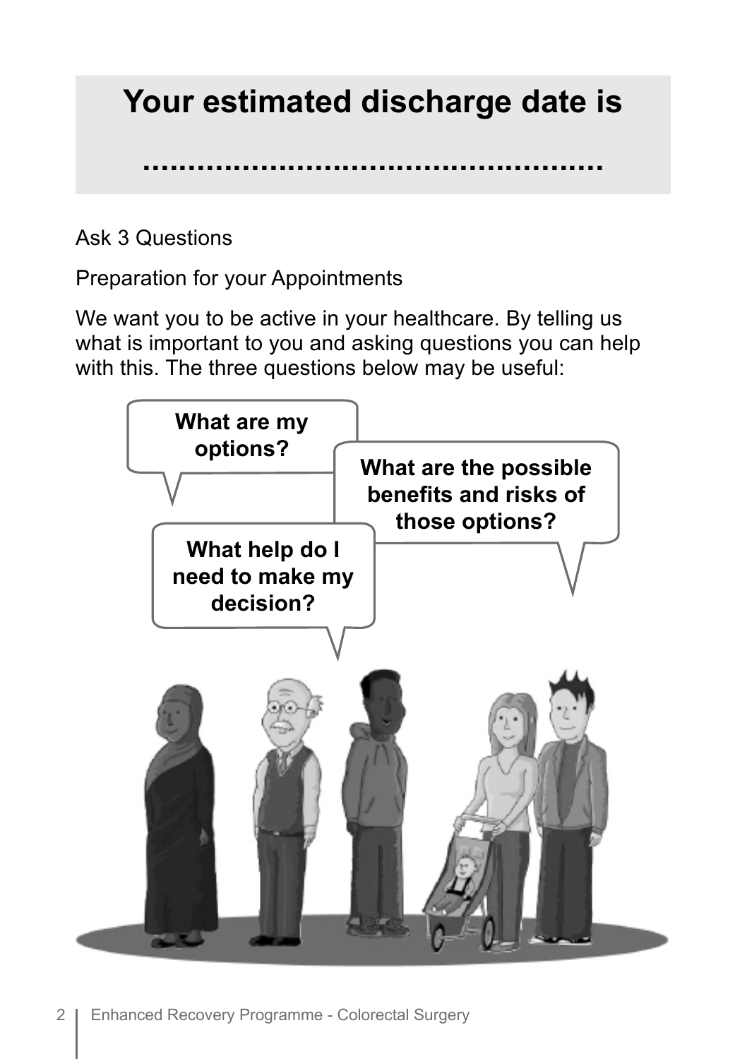# Your estimated discharge date is

**..............................................**

Ask 3 Questions

Preparation for your Appointments

We want you to be active in your healthcare. By telling us what is important to you and asking questions you can help with this. The three questions below may be useful:

**What are my options?**

**What are the possible benefits and risks of those options?**

**What help do I need to make my decision?**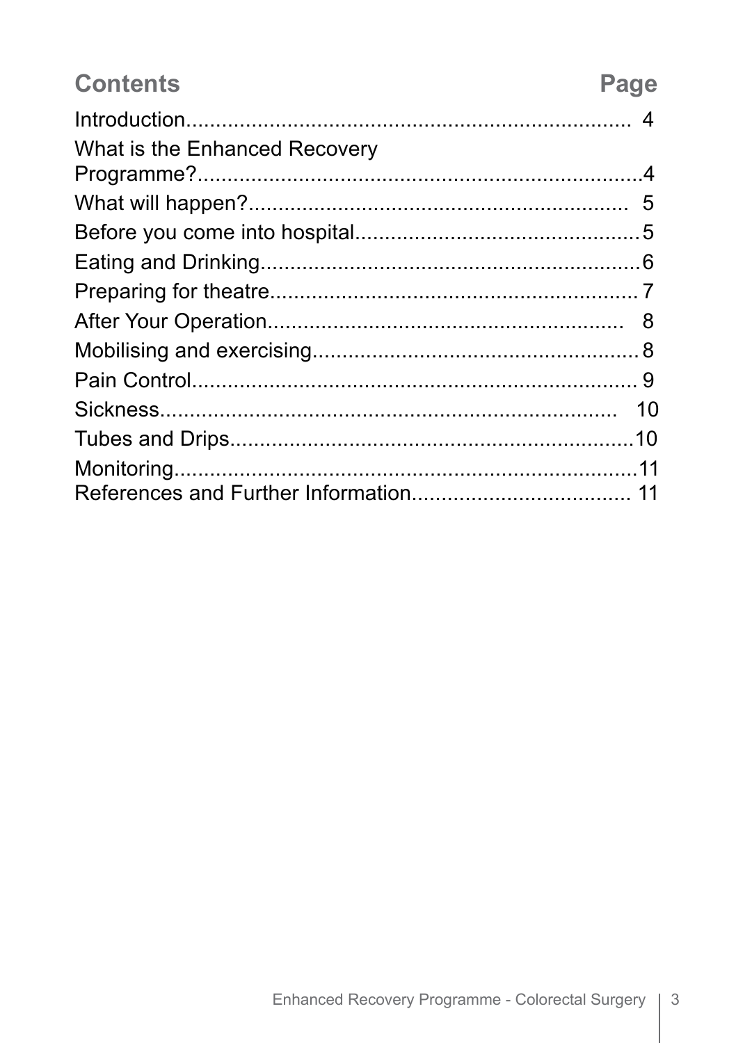## Contents

| Contents | Page |
| --- | --- |
| Introduction | 4 |
| What is the Enhanced Recovery Programme? | 4 |
| What will happen? | 5 |
| Before you come into hospital | 5 |
| Eating and Drinking | 6 |
| Preparing for theatre | 7 |
| After Your Operation | 8 |
| Mobilising and exercising | 8 |
| Pain Control | 9 |
| Sickness | 10 |
| Tubes and Drips | 10 |
| Monitoring | 11 |
| References and Further Information | 11 |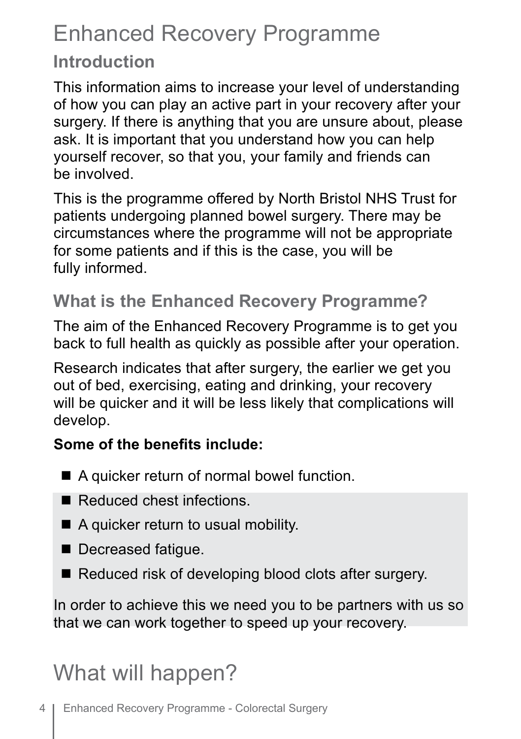# Enhanced Recovery Programme

## Introduction

This information aims to increase your level of understanding of how you can play an active part in your recovery after your surgery. If there is anything that you are unsure about, please ask. It is important that you understand how you can help yourself recover, so that you, your family and friends can be involved.

This is the programme offered by North Bristol NHS Trust for patients undergoing planned bowel surgery. There may be circumstances where the programme will not be appropriate for some patients and if this is the case, you will be fully informed.

## What is the Enhanced Recovery Programme?

The aim of the Enhanced Recovery Programme is to get you back to full health as quickly as possible after your operation.

Research indicates that after surgery, the earlier we get you out of bed, exercising, eating and drinking, your recovery will be quicker and it will be less likely that complications will develop.

**Some of the benefits include:**

- A quicker return of normal bowel function.
- Reduced chest infections.
- A quicker return to usual mobility.
- Decreased fatigue.
- Reduced risk of developing blood clots after surgery.

In order to achieve this we need you to be partners with us so that we can work together to speed up your recovery.

# What will happen?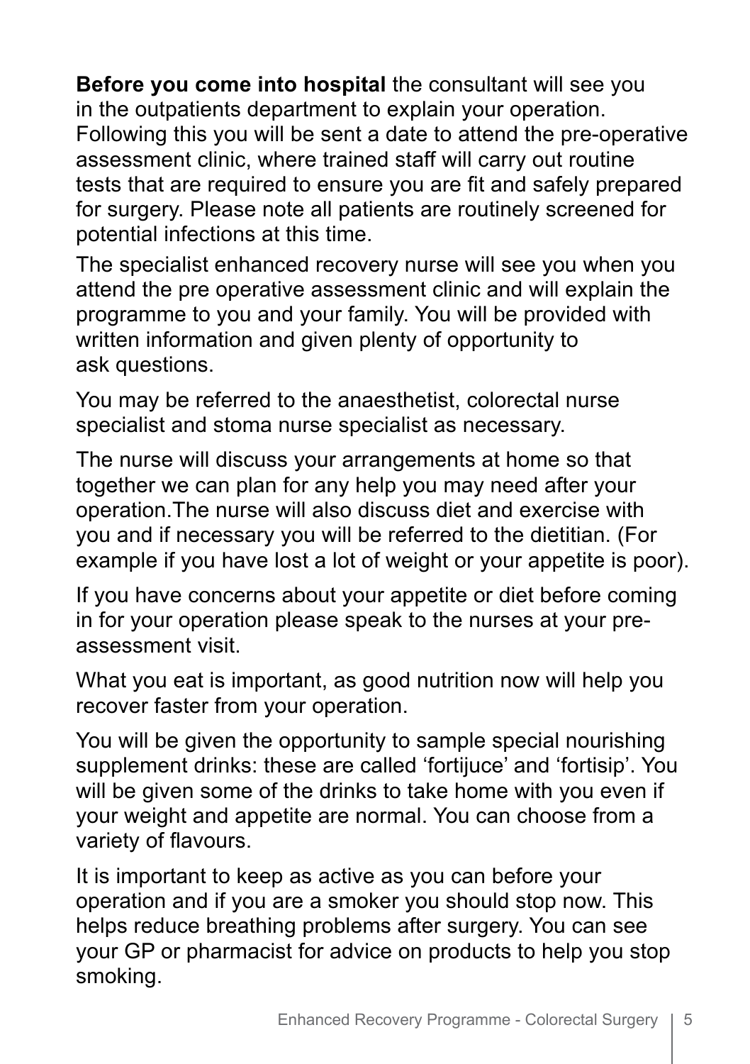**Before you come into hospital** the consultant will see you in the outpatients department to explain your operation. Following this you will be sent a date to attend the pre-operative assessment clinic, where trained staff will carry out routine tests that are required to ensure you are fit and safely prepared for surgery. Please note all patients are routinely screened for potential infections at this time.

The specialist enhanced recovery nurse will see you when you attend the pre operative assessment clinic and will explain the programme to you and your family. You will be provided with written information and given plenty of opportunity to ask questions.

You may be referred to the anaesthetist, colorectal nurse specialist and stoma nurse specialist as necessary.

The nurse will discuss your arrangements at home so that together we can plan for any help you may need after your operation.The nurse will also discuss diet and exercise with you and if necessary you will be referred to the dietitian. (For example if you have lost a lot of weight or your appetite is poor).

If you have concerns about your appetite or diet before coming in for your operation please speak to the nurses at your pre-assessment visit.

What you eat is important, as good nutrition now will help you recover faster from your operation.

You will be given the opportunity to sample special nourishing supplement drinks: these are called 'fortijuce' and 'fortisip'. You will be given some of the drinks to take home with you even if your weight and appetite are normal. You can choose from a variety of flavours.

It is important to keep as active as you can before your operation and if you are a smoker you should stop now. This helps reduce breathing problems after surgery. You can see your GP or pharmacist for advice on products to help you stop smoking.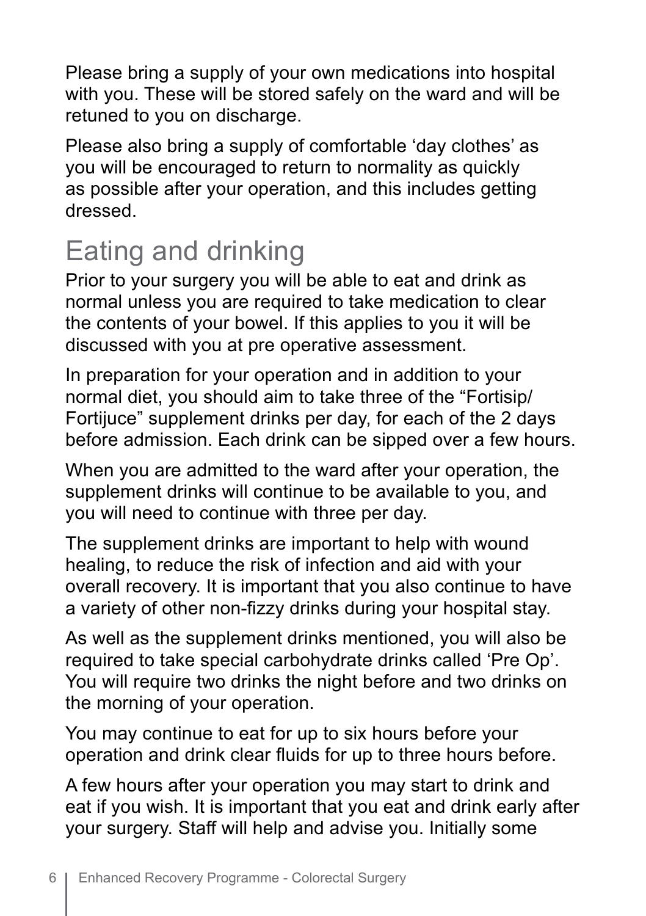Please bring a supply of your own medications into hospital with you. These will be stored safely on the ward and will be retuned to you on discharge.

Please also bring a supply of comfortable 'day clothes' as you will be encouraged to return to normality as quickly as possible after your operation, and this includes getting dressed.

## Eating and drinking

Prior to your surgery you will be able to eat and drink as normal unless you are required to take medication to clear the contents of your bowel. If this applies to you it will be discussed with you at pre operative assessment.

In preparation for your operation and in addition to your normal diet, you should aim to take three of the "Fortisip/ Fortijuce" supplement drinks per day, for each of the 2 days before admission. Each drink can be sipped over a few hours.

When you are admitted to the ward after your operation, the supplement drinks will continue to be available to you, and you will need to continue with three per day.

The supplement drinks are important to help with wound healing, to reduce the risk of infection and aid with your overall recovery. It is important that you also continue to have a variety of other non-fizzy drinks during your hospital stay.

As well as the supplement drinks mentioned, you will also be required to take special carbohydrate drinks called 'Pre Op'. You will require two drinks the night before and two drinks on the morning of your operation.

You may continue to eat for up to six hours before your operation and drink clear fluids for up to three hours before.

A few hours after your operation you may start to drink and eat if you wish. It is important that you eat and drink early after your surgery. Staff will help and advise you. Initially some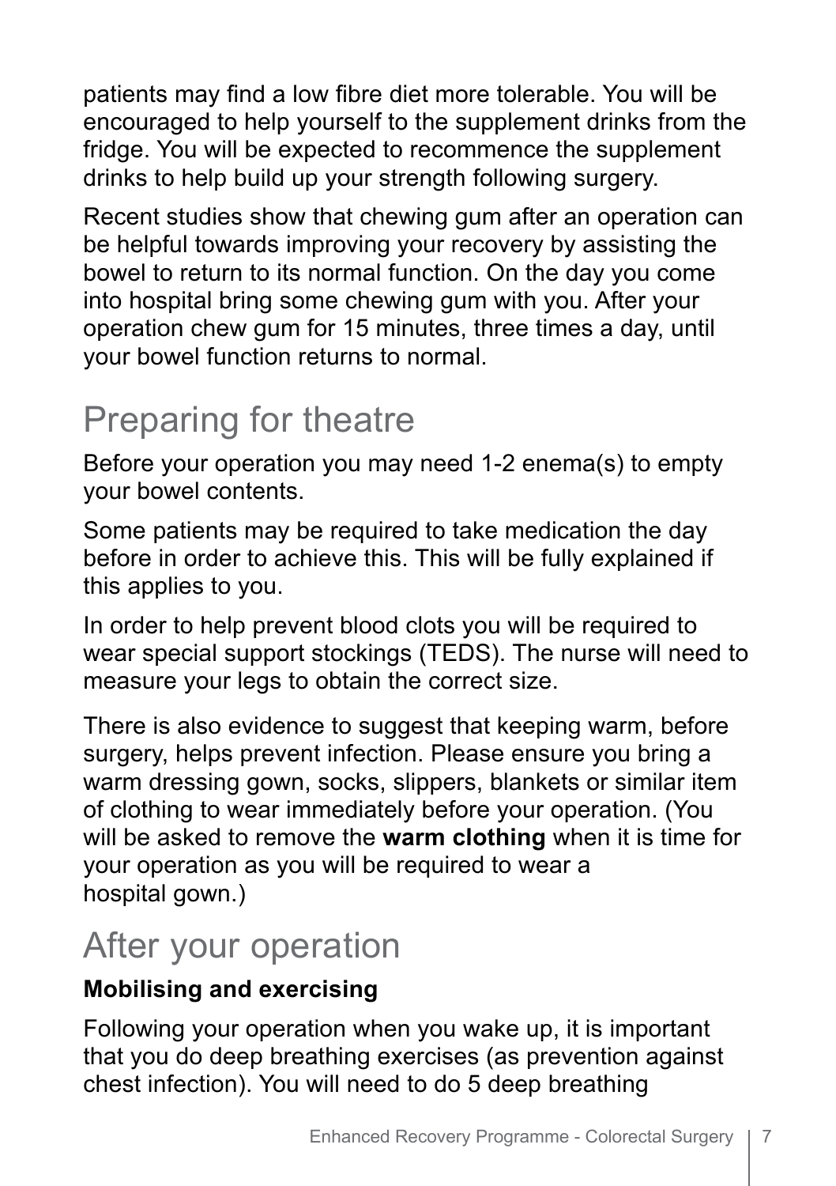patients may find a low fibre diet more tolerable. You will be encouraged to help yourself to the supplement drinks from the fridge. You will be expected to recommence the supplement drinks to help build up your strength following surgery.

Recent studies show that chewing gum after an operation can be helpful towards improving your recovery by assisting the bowel to return to its normal function. On the day you come into hospital bring some chewing gum with you. After your operation chew gum for 15 minutes, three times a day, until your bowel function returns to normal.

## Preparing for theatre

Before your operation you may need 1-2 enema(s) to empty your bowel contents.

Some patients may be required to take medication the day before in order to achieve this. This will be fully explained if this applies to you.

In order to help prevent blood clots you will be required to wear special support stockings (TEDS). The nurse will need to measure your legs to obtain the correct size.

There is also evidence to suggest that keeping warm, before surgery, helps prevent infection. Please ensure you bring a warm dressing gown, socks, slippers, blankets or similar item of clothing to wear immediately before your operation. (You will be asked to remove the **warm clothing** when it is time for your operation as you will be required to wear a hospital gown.)

## After your operation

### Mobilising and exercising

Following your operation when you wake up, it is important that you do deep breathing exercises (as prevention against chest infection). You will need to do 5 deep breathing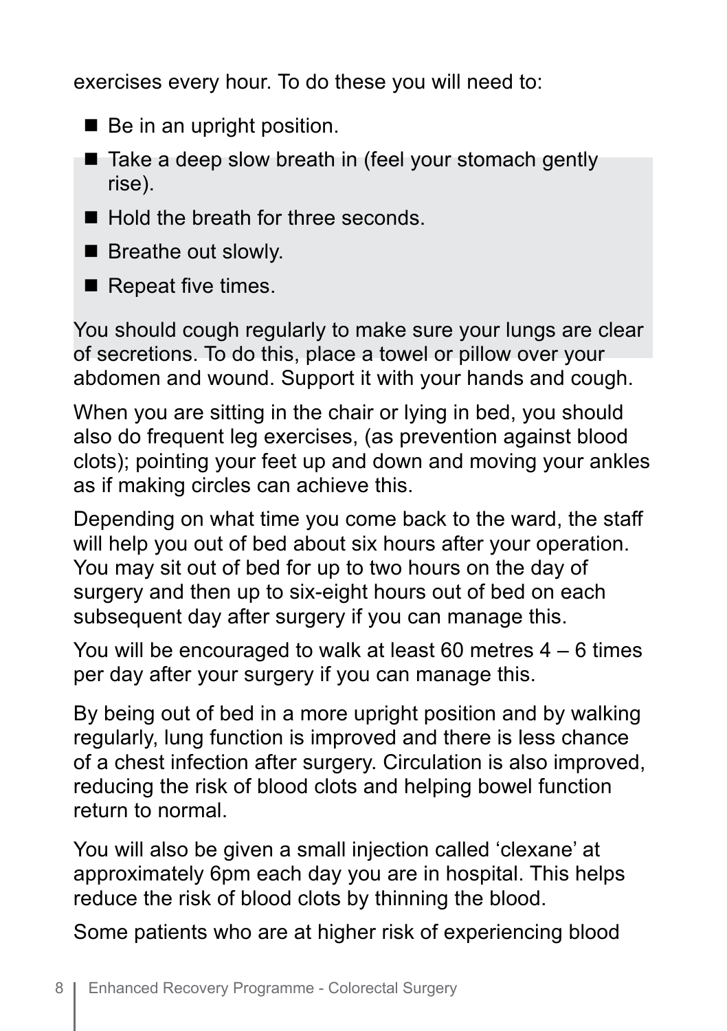exercises every hour. To do these you will need to:

- Be in an upright position.
- Take a deep slow breath in (feel your stomach gently rise).
- Hold the breath for three seconds.
- Breathe out slowly.
- Repeat five times.

You should cough regularly to make sure your lungs are clear of secretions. To do this, place a towel or pillow over your abdomen and wound. Support it with your hands and cough.

When you are sitting in the chair or lying in bed, you should also do frequent leg exercises, (as prevention against blood clots); pointing your feet up and down and moving your ankles as if making circles can achieve this.

Depending on what time you come back to the ward, the staff will help you out of bed about six hours after your operation. You may sit out of bed for up to two hours on the day of surgery and then up to six-eight hours out of bed on each subsequent day after surgery if you can manage this.

You will be encouraged to walk at least 60 metres 4 – 6 times per day after your surgery if you can manage this.

By being out of bed in a more upright position and by walking regularly, lung function is improved and there is less chance of a chest infection after surgery. Circulation is also improved, reducing the risk of blood clots and helping bowel function return to normal.

You will also be given a small injection called 'clexane' at approximately 6pm each day you are in hospital. This helps reduce the risk of blood clots by thinning the blood.

Some patients who are at higher risk of experiencing blood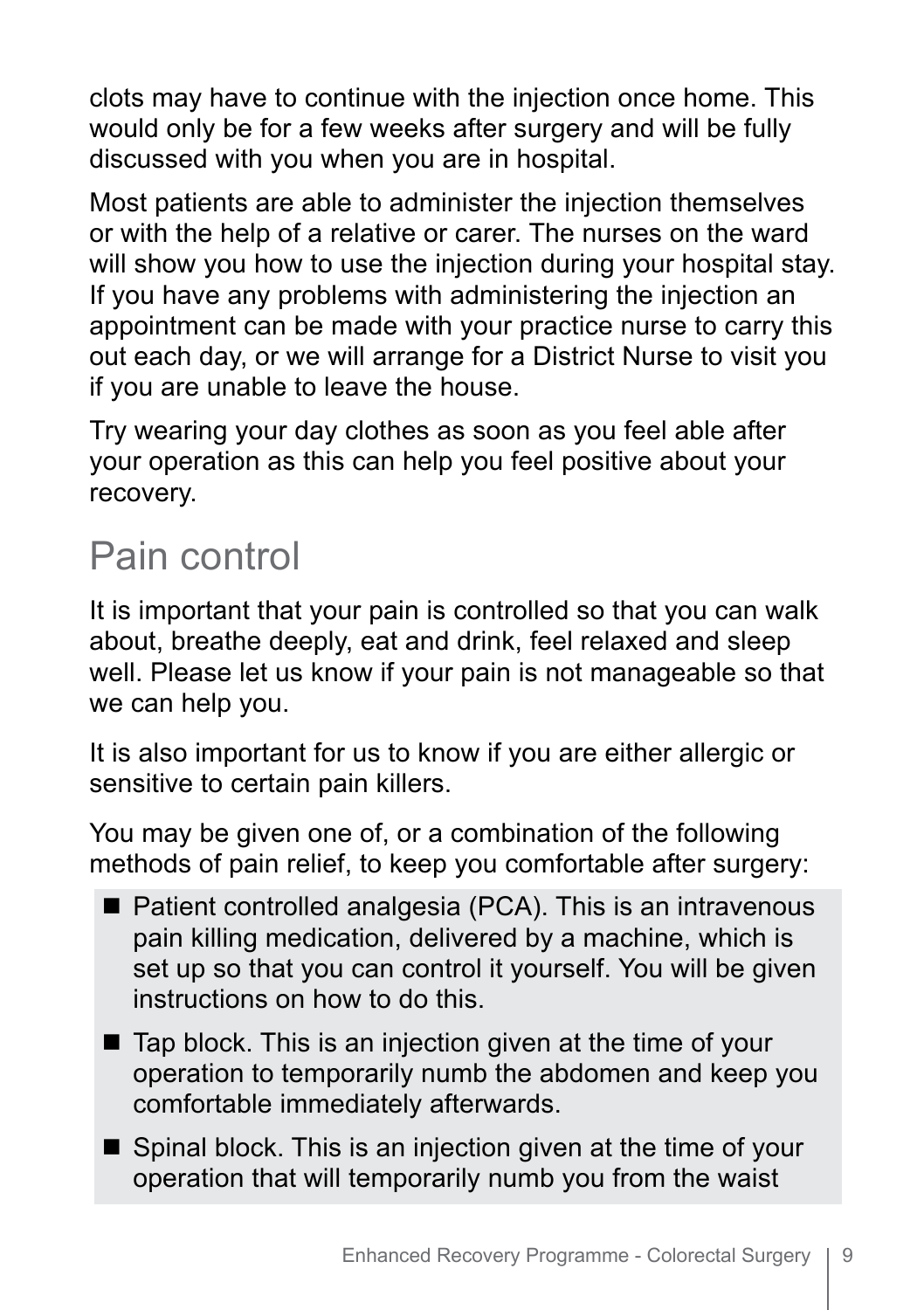clots may have to continue with the injection once home. This would only be for a few weeks after surgery and will be fully discussed with you when you are in hospital.

Most patients are able to administer the injection themselves or with the help of a relative or carer. The nurses on the ward will show you how to use the injection during your hospital stay. If you have any problems with administering the injection an appointment can be made with your practice nurse to carry this out each day, or we will arrange for a District Nurse to visit you if you are unable to leave the house.

Try wearing your day clothes as soon as you feel able after your operation as this can help you feel positive about your recovery.

## Pain control

It is important that your pain is controlled so that you can walk about, breathe deeply, eat and drink, feel relaxed and sleep well. Please let us know if your pain is not manageable so that we can help you.

It is also important for us to know if you are either allergic or sensitive to certain pain killers.

You may be given one of, or a combination of the following methods of pain relief, to keep you comfortable after surgery:

- Patient controlled analgesia (PCA). This is an intravenous pain killing medication, delivered by a machine, which is set up so that you can control it yourself. You will be given instructions on how to do this.
- Tap block. This is an injection given at the time of your operation to temporarily numb the abdomen and keep you comfortable immediately afterwards.
- Spinal block. This is an injection given at the time of your operation that will temporarily numb you from the waist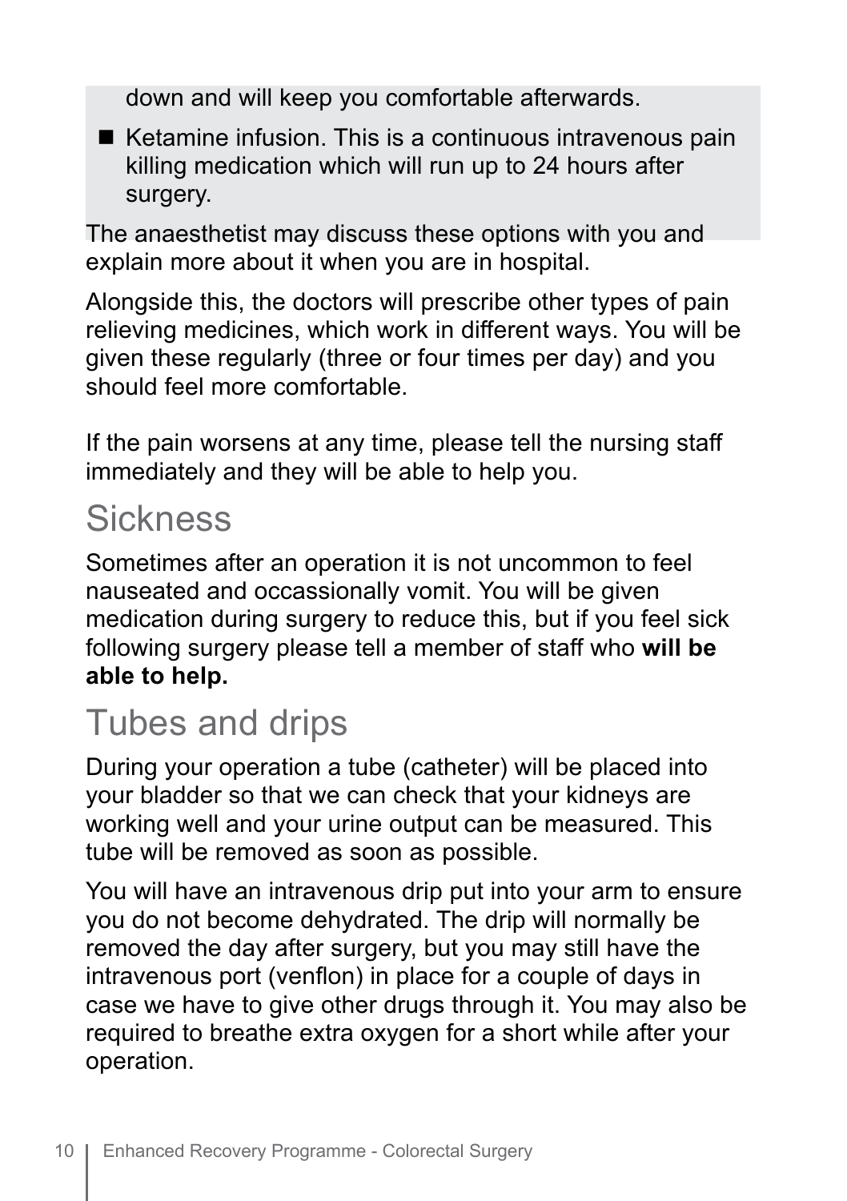down and will keep you comfortable afterwards.

- Ketamine infusion. This is a continuous intravenous pain killing medication which will run up to 24 hours after surgery.

The anaesthetist may discuss these options with you and explain more about it when you are in hospital.

Alongside this, the doctors will prescribe other types of pain relieving medicines, which work in different ways. You will be given these regularly (three or four times per day) and you should feel more comfortable.

If the pain worsens at any time, please tell the nursing staff immediately and they will be able to help you.

## Sickness

Sometimes after an operation it is not uncommon to feel nauseated and occassionally vomit. You will be given medication during surgery to reduce this, but if you feel sick following surgery please tell a member of staff who **will be able to help.**

## Tubes and drips

During your operation a tube (catheter) will be placed into your bladder so that we can check that your kidneys are working well and your urine output can be measured. This tube will be removed as soon as possible.

You will have an intravenous drip put into your arm to ensure you do not become dehydrated. The drip will normally be removed the day after surgery, but you may still have the intravenous port (venflon) in place for a couple of days in case we have to give other drugs through it. You may also be required to breathe extra oxygen for a short while after your operation.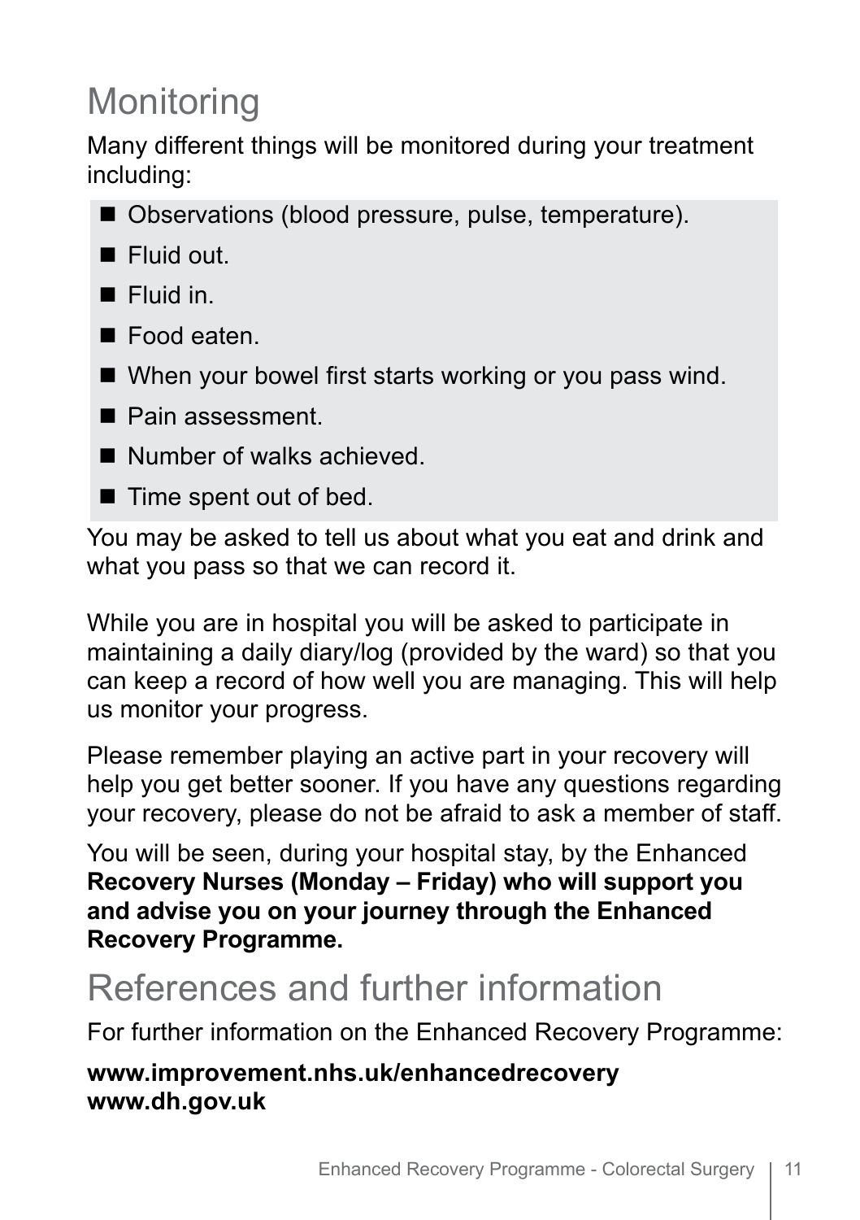## Monitoring

Many different things will be monitored during your treatment including:

- Observations (blood pressure, pulse, temperature).
- Fluid out.
- Fluid in.
- Food eaten.
- When your bowel first starts working or you pass wind.
- Pain assessment.
- Number of walks achieved.
- Time spent out of bed.

You may be asked to tell us about what you eat and drink and what you pass so that we can record it.

While you are in hospital you will be asked to participate in maintaining a daily diary/log (provided by the ward) so that you can keep a record of how well you are managing. This will help us monitor your progress.

Please remember playing an active part in your recovery will help you get better sooner. If you have any questions regarding your recovery, please do not be afraid to ask a member of staff.

You will be seen, during your hospital stay, by the Enhanced **Recovery Nurses (Monday – Friday) who will support you and advise you on your journey through the Enhanced Recovery Programme.**

## References and further information

For further information on the Enhanced Recovery Programme:

**www.improvement.nhs.uk/enhancedrecovery**
**www.dh.gov.uk**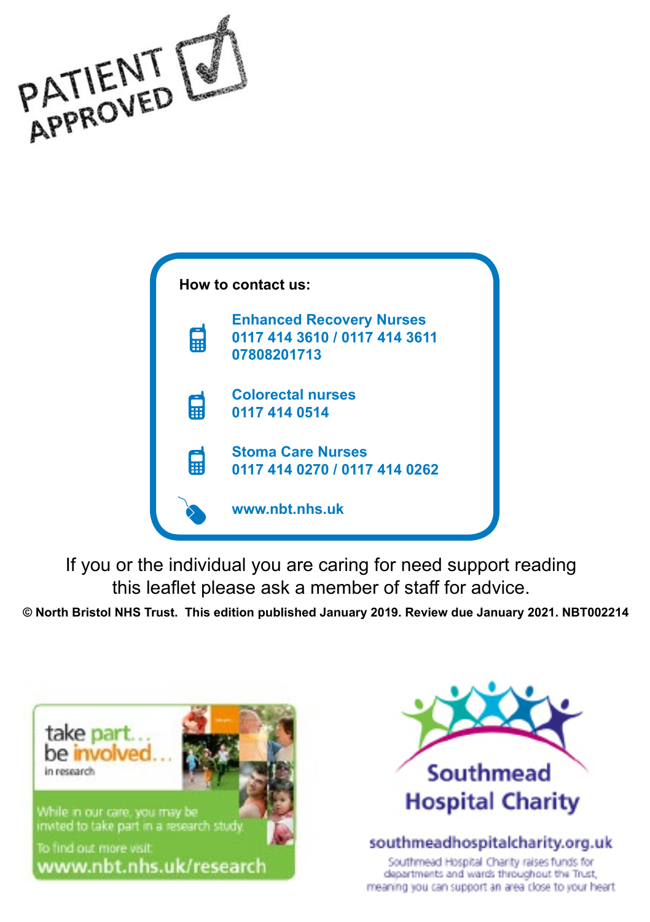PATIENT APPROVED

**How to contact us:**

**Enhanced Recovery Nurses**
**0117 414 3610 / 0117 414 3611**
**07808201713**

**Colorectal nurses**
**0117 414 0514**

**Stoma Care Nurses**
**0117 414 0270 / 0117 414 0262**

**www.nbt.nhs.uk**

If you or the individual you are caring for need support reading this leaflet please ask a member of staff for advice.

**© North Bristol NHS Trust. This edition published January 2019. Review due January 2021. NBT002214**

take part... be involved... in research

While in our care, you may be invited to take part in a research study.

To find out more visit: www.nbt.nhs.uk/research

Southmead Hospital Charity

southmeadhospitalcharity.org.uk

Southmead Hospital Charity raises funds for departments and wards throughout the Trust, meaning you can support an area close to your heart